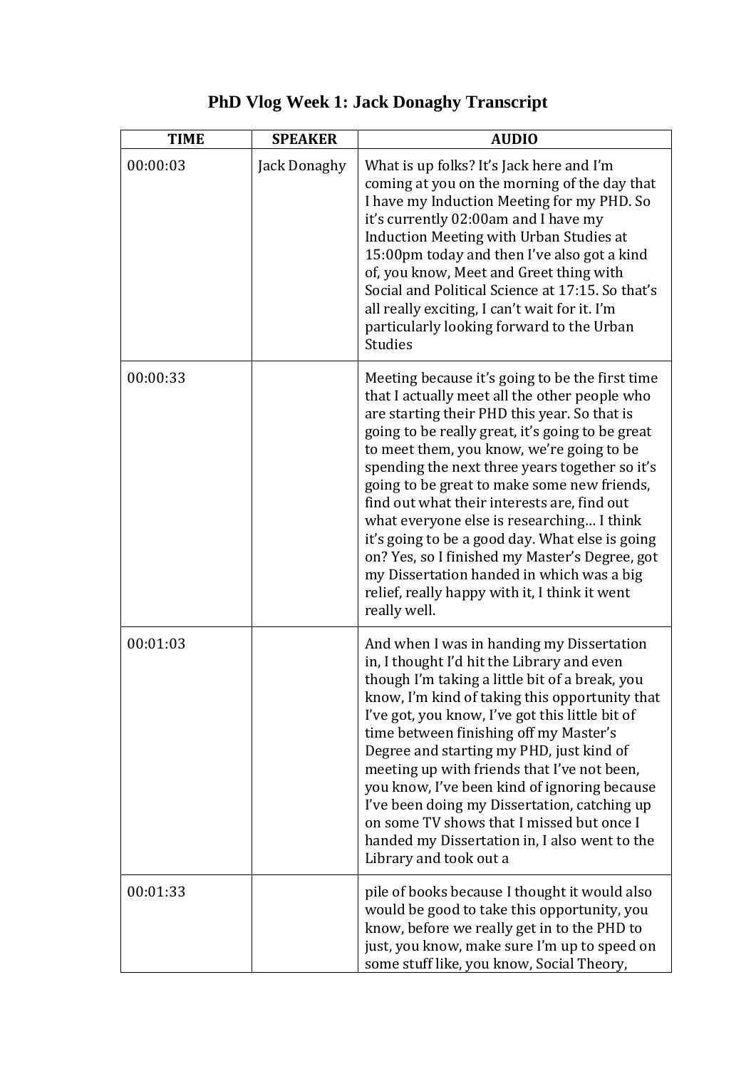# PhD Vlog Week 1: Jack Donaghy Transcript

| TIME | SPEAKER | AUDIO |
|---|---|---|
| 00:00:03 | Jack Donaghy | What is up folks? It's Jack here and I'm coming at you on the morning of the day that I have my Induction Meeting for my PHD. So it's currently 02:00am and I have my Induction Meeting with Urban Studies at 15:00pm today and then I've also got a kind of, you know, Meet and Greet thing with Social and Political Science at 17:15. So that's all really exciting, I can't wait for it. I'm particularly looking forward to the Urban Studies |
| 00:00:33 | | Meeting because it's going to be the first time that I actually meet all the other people who are starting their PHD this year. So that is going to be really great, it's going to be great to meet them, you know, we're going to be spending the next three years together so it's going to be great to make some new friends, find out what their interests are, find out what everyone else is researching… I think it's going to be a good day. What else is going on? Yes, so I finished my Master's Degree, got my Dissertation handed in which was a big relief, really happy with it, I think it went really well. |
| 00:01:03 | | And when I was in handing my Dissertation in, I thought I'd hit the Library and even though I'm taking a little bit of a break, you know, I'm kind of taking this opportunity that I've got, you know, I've got this little bit of time between finishing off my Master's Degree and starting my PHD, just kind of meeting up with friends that I've not been, you know, I've been kind of ignoring because I've been doing my Dissertation, catching up on some TV shows that I missed but once I handed my Dissertation in, I also went to the Library and took out a |
| 00:01:33 | | pile of books because I thought it would also would be good to take this opportunity, you know, before we really get in to the PHD to just, you know, make sure I'm up to speed on some stuff like, you know, Social Theory, |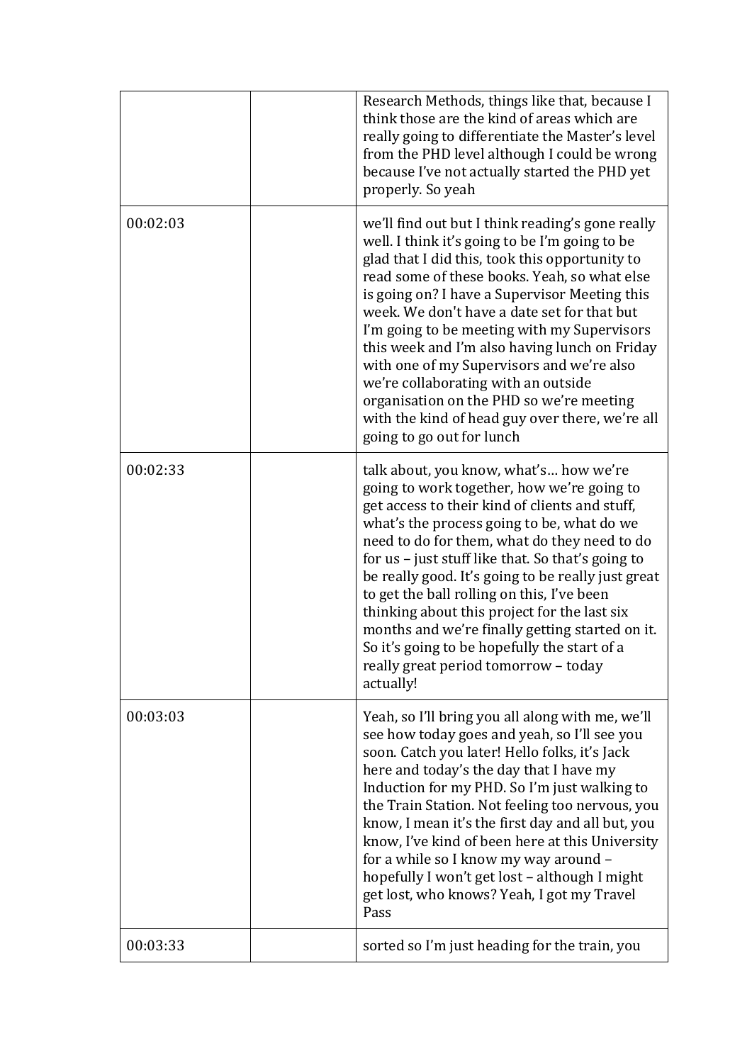| | | |
|---|---|---|
| | | Research Methods, things like that, because I think those are the kind of areas which are really going to differentiate the Master's level from the PHD level although I could be wrong because I've not actually started the PHD yet properly. So yeah |
| 00:02:03 | | we'll find out but I think reading's gone really well. I think it's going to be I'm going to be glad that I did this, took this opportunity to read some of these books. Yeah, so what else is going on? I have a Supervisor Meeting this week. We don't have a date set for that but I'm going to be meeting with my Supervisors this week and I'm also having lunch on Friday with one of my Supervisors and we're also we're collaborating with an outside organisation on the PHD so we're meeting with the kind of head guy over there, we're all going to go out for lunch |
| 00:02:33 | | talk about, you know, what's… how we're going to work together, how we're going to get access to their kind of clients and stuff, what's the process going to be, what do we need to do for them, what do they need to do for us – just stuff like that. So that's going to be really good. It's going to be really just great to get the ball rolling on this, I've been thinking about this project for the last six months and we're finally getting started on it. So it's going to be hopefully the start of a really great period tomorrow – today actually! |
| 00:03:03 | | Yeah, so I'll bring you all along with me, we'll see how today goes and yeah, so I'll see you soon. Catch you later! Hello folks, it's Jack here and today's the day that I have my Induction for my PHD. So I'm just walking to the Train Station. Not feeling too nervous, you know, I mean it's the first day and all but, you know, I've kind of been here at this University for a while so I know my way around – hopefully I won't get lost – although I might get lost, who knows? Yeah, I got my Travel Pass |
| 00:03:33 | | sorted so I'm just heading for the train, you |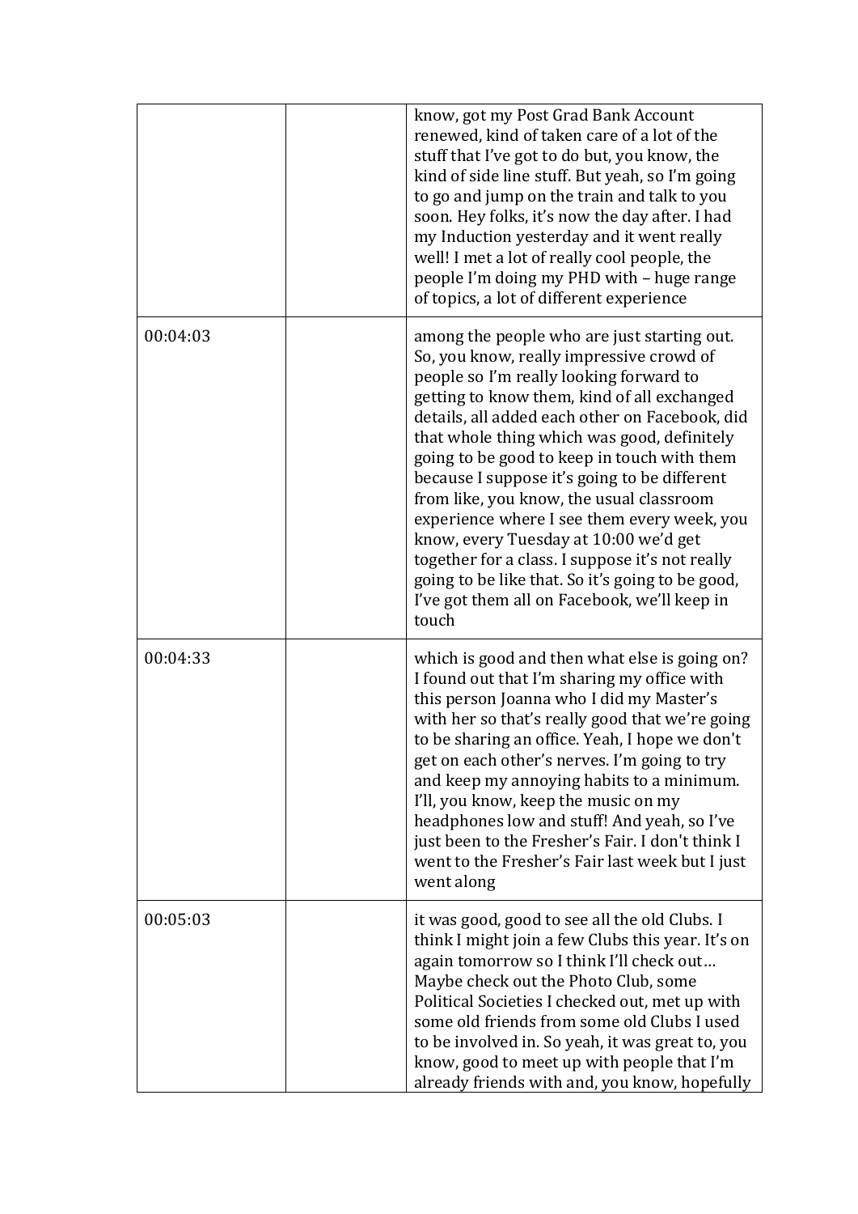| | | |
|---|---|---|
| | | know, got my Post Grad Bank Account renewed, kind of taken care of a lot of the stuff that I've got to do but, you know, the kind of side line stuff. But yeah, so I'm going to go and jump on the train and talk to you soon. Hey folks, it's now the day after. I had my Induction yesterday and it went really well! I met a lot of really cool people, the people I'm doing my PHD with – huge range of topics, a lot of different experience |
| 00:04:03 | | among the people who are just starting out. So, you know, really impressive crowd of people so I'm really looking forward to getting to know them, kind of all exchanged details, all added each other on Facebook, did that whole thing which was good, definitely going to be good to keep in touch with them because I suppose it's going to be different from like, you know, the usual classroom experience where I see them every week, you know, every Tuesday at 10:00 we'd get together for a class. I suppose it's not really going to be like that. So it's going to be good, I've got them all on Facebook, we'll keep in touch |
| 00:04:33 | | which is good and then what else is going on? I found out that I'm sharing my office with this person Joanna who I did my Master's with her so that's really good that we're going to be sharing an office. Yeah, I hope we don't get on each other's nerves. I'm going to try and keep my annoying habits to a minimum. I'll, you know, keep the music on my headphones low and stuff! And yeah, so I've just been to the Fresher's Fair. I don't think I went to the Fresher's Fair last week but I just went along |
| 00:05:03 | | it was good, good to see all the old Clubs. I think I might join a few Clubs this year. It's on again tomorrow so I think I'll check out… Maybe check out the Photo Club, some Political Societies I checked out, met up with some old friends from some old Clubs I used to be involved in. So yeah, it was great to, you know, good to meet up with people that I'm already friends with and, you know, hopefully |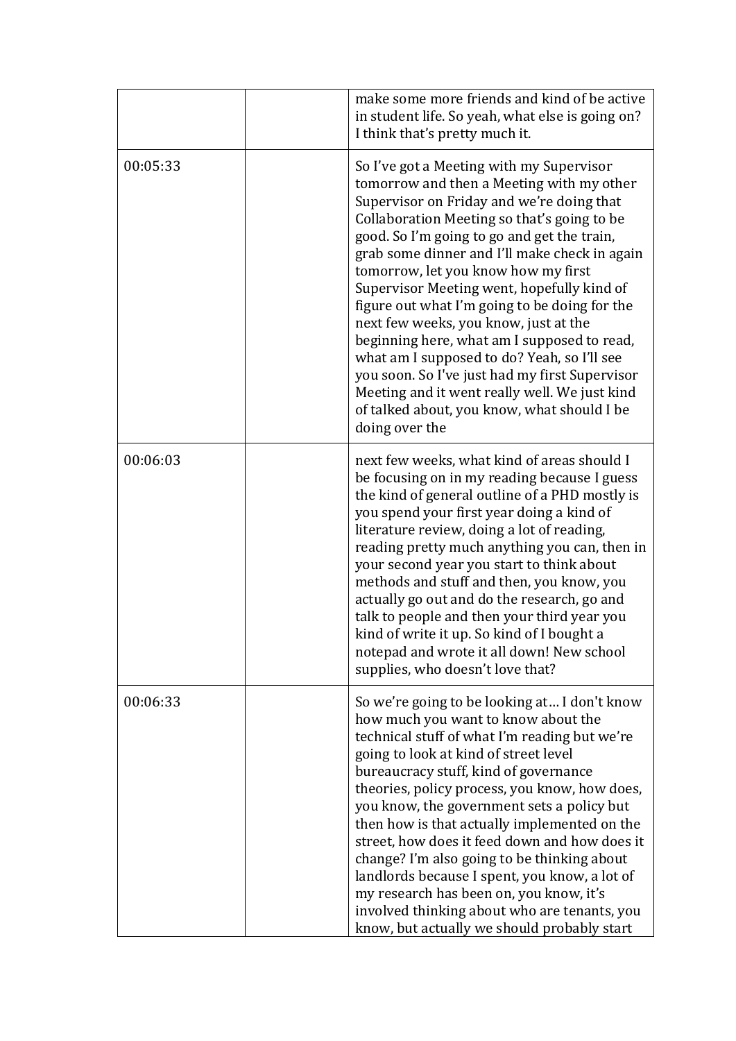| | | |
|---|---|---|
| | | make some more friends and kind of be active in student life. So yeah, what else is going on? I think that's pretty much it. |
| 00:05:33 | | So I've got a Meeting with my Supervisor tomorrow and then a Meeting with my other Supervisor on Friday and we're doing that Collaboration Meeting so that's going to be good. So I'm going to go and get the train, grab some dinner and I'll make check in again tomorrow, let you know how my first Supervisor Meeting went, hopefully kind of figure out what I'm going to be doing for the next few weeks, you know, just at the beginning here, what am I supposed to read, what am I supposed to do? Yeah, so I'll see you soon. So I've just had my first Supervisor Meeting and it went really well. We just kind of talked about, you know, what should I be doing over the |
| 00:06:03 | | next few weeks, what kind of areas should I be focusing on in my reading because I guess the kind of general outline of a PHD mostly is you spend your first year doing a kind of literature review, doing a lot of reading, reading pretty much anything you can, then in your second year you start to think about methods and stuff and then, you know, you actually go out and do the research, go and talk to people and then your third year you kind of write it up. So kind of I bought a notepad and wrote it all down! New school supplies, who doesn't love that? |
| 00:06:33 | | So we're going to be looking at… I don't know how much you want to know about the technical stuff of what I'm reading but we're going to look at kind of street level bureaucracy stuff, kind of governance theories, policy process, you know, how does, you know, the government sets a policy but then how is that actually implemented on the street, how does it feed down and how does it change? I'm also going to be thinking about landlords because I spent, you know, a lot of my research has been on, you know, it's involved thinking about who are tenants, you know, but actually we should probably start |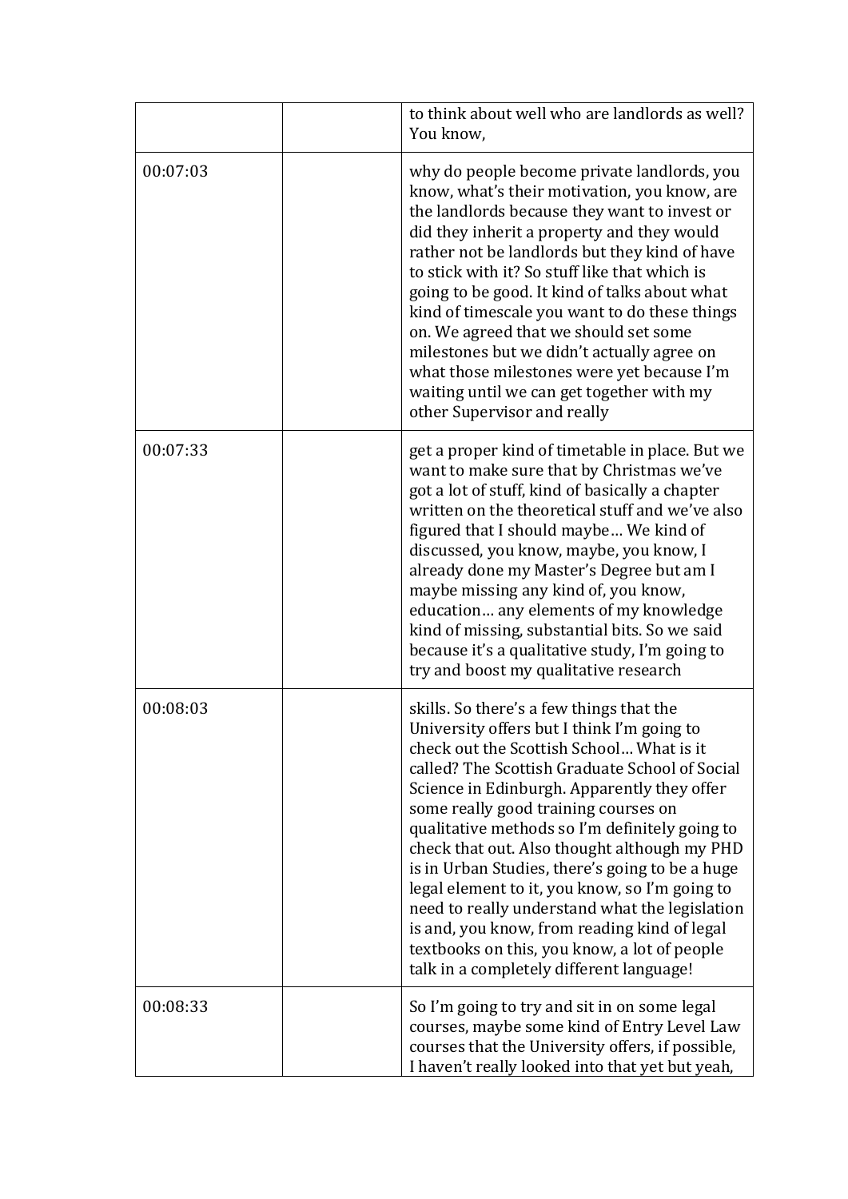| | | |
|---|---|---|
| | | to think about well who are landlords as well? You know, |
| 00:07:03 | | why do people become private landlords, you know, what's their motivation, you know, are the landlords because they want to invest or did they inherit a property and they would rather not be landlords but they kind of have to stick with it? So stuff like that which is going to be good. It kind of talks about what kind of timescale you want to do these things on. We agreed that we should set some milestones but we didn't actually agree on what those milestones were yet because I'm waiting until we can get together with my other Supervisor and really |
| 00:07:33 | | get a proper kind of timetable in place. But we want to make sure that by Christmas we've got a lot of stuff, kind of basically a chapter written on the theoretical stuff and we've also figured that I should maybe… We kind of discussed, you know, maybe, you know, I already done my Master's Degree but am I maybe missing any kind of, you know, education… any elements of my knowledge kind of missing, substantial bits. So we said because it's a qualitative study, I'm going to try and boost my qualitative research |
| 00:08:03 | | skills. So there's a few things that the University offers but I think I'm going to check out the Scottish School… What is it called? The Scottish Graduate School of Social Science in Edinburgh. Apparently they offer some really good training courses on qualitative methods so I'm definitely going to check that out. Also thought although my PHD is in Urban Studies, there's going to be a huge legal element to it, you know, so I'm going to need to really understand what the legislation is and, you know, from reading kind of legal textbooks on this, you know, a lot of people talk in a completely different language! |
| 00:08:33 | | So I'm going to try and sit in on some legal courses, maybe some kind of Entry Level Law courses that the University offers, if possible, I haven't really looked into that yet but yeah, |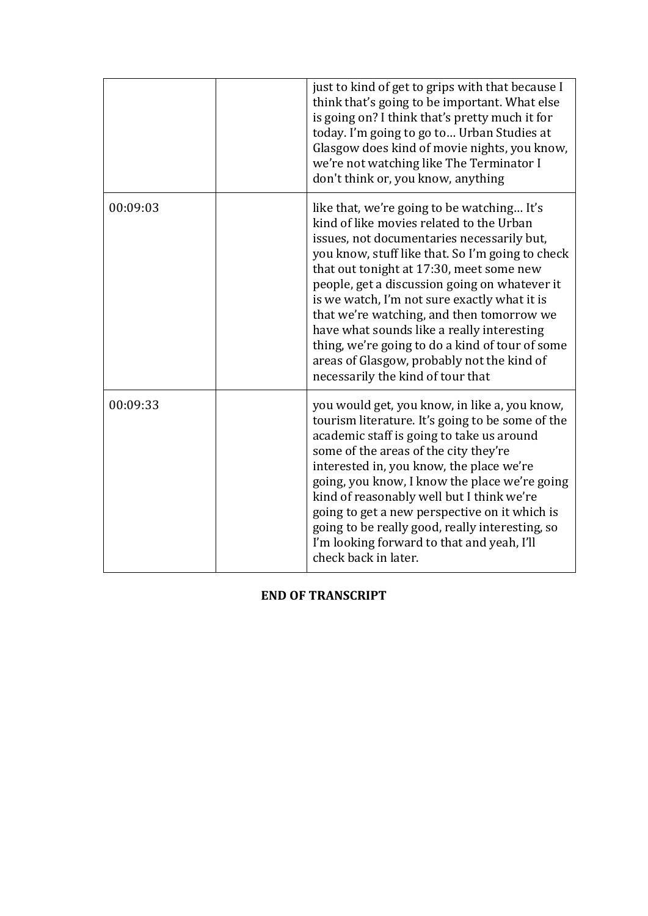| | | |
|---|---|---|
| | | just to kind of get to grips with that because I think that's going to be important. What else is going on? I think that's pretty much it for today. I'm going to go to… Urban Studies at Glasgow does kind of movie nights, you know, we're not watching like The Terminator I don't think or, you know, anything |
| 00:09:03 | | like that, we're going to be watching… It's kind of like movies related to the Urban issues, not documentaries necessarily but, you know, stuff like that. So I'm going to check that out tonight at 17:30, meet some new people, get a discussion going on whatever it is we watch, I'm not sure exactly what it is that we're watching, and then tomorrow we have what sounds like a really interesting thing, we're going to do a kind of tour of some areas of Glasgow, probably not the kind of necessarily the kind of tour that |
| 00:09:33 | | you would get, you know, in like a, you know, tourism literature. It's going to be some of the academic staff is going to take us around some of the areas of the city they're interested in, you know, the place we're going, you know, I know the place we're going kind of reasonably well but I think we're going to get a new perspective on it which is going to be really good, really interesting, so I'm looking forward to that and yeah, I'll check back in later. |

**END OF TRANSCRIPT**